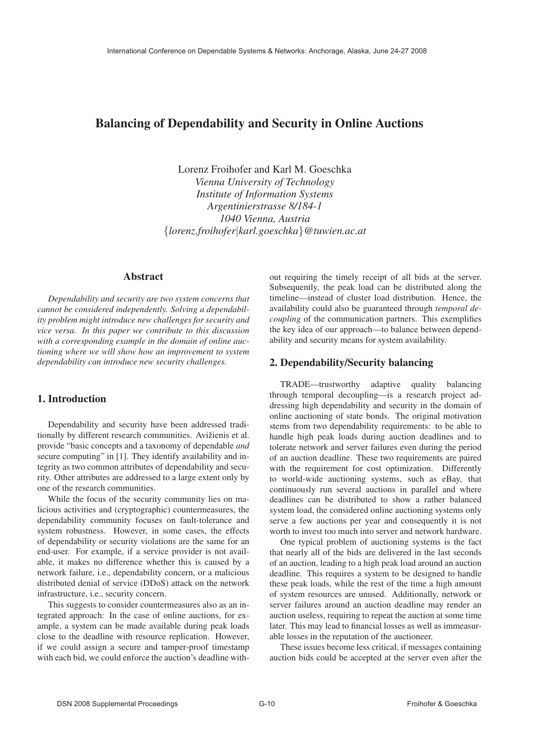# Balancing of Dependability and Security in Online Auctions

Lorenz Froihofer and Karl M. Goeschka
*Vienna University of Technology*
*Institute of Information Systems*
*Argentinierstrasse 8/184-1*
*1040 Vienna, Austria*
{*lorenz.froihofer*|*karl.goeschka*}*@tuwien.ac.at*

## Abstract

*Dependability and security are two system concerns that cannot be considered independently. Solving a dependability problem might introduce new challenges for security and vice versa. In this paper we contribute to this discussion with a corresponding example in the domain of online auctioning where we will show how an improvement to system dependability can introduce new security challenges.*

## 1. Introduction

Dependability and security have been addressed traditionally by different research communities. Avižienis et al. provide "basic concepts and a taxonomy of dependable *and* secure computing" in [1]. They identify availability and integrity as two common attributes of dependability and security. Other attributes are addressed to a large extent only by one of the research communities.

While the focus of the security community lies on malicious activities and (cryptographic) countermeasures, the dependability community focuses on fault-tolerance and system robustness. However, in some cases, the effects of dependability or security violations are the same for an end-user. For example, if a service provider is not available, it makes no difference whether this is caused by a network failure, i.e., dependability concern, or a malicious distributed denial of service (DDoS) attack on the network infrastructure, i.e., security concern.

This suggests to consider countermeasures also as an integrated approach: In the case of online auctions, for example, a system can be made available during peak loads close to the deadline with resource replication. However, if we could assign a secure and tamper-proof timestamp with each bid, we could enforce the auction's deadline without requiring the timely receipt of all bids at the server. Subsequently, the peak load can be distributed along the timeline—instead of cluster load distribution. Hence, the availability could also be guaranteed through *temporal decoupling* of the communication partners. This exemplifies the key idea of our approach—to balance between dependability and security means for system availability.

## 2. Dependability/Security balancing

TRADE—trustworthy adaptive quality balancing through temporal decoupling—is a research project addressing high dependability and security in the domain of online auctioning of state bonds. The original motivation stems from two dependability requirements: to be able to handle high peak loads during auction deadlines and to tolerate network and server failures even during the period of an auction deadline. These two requirements are paired with the requirement for cost optimization. Differently to world-wide auctioning systems, such as eBay, that continuously run several auctions in parallel and where deadlines can be distributed to show a rather balanced system load, the considered online auctioning systems only serve a few auctions per year and consequently it is not worth to invest too much into server and network hardware.

One typical problem of auctioning systems is the fact that nearly all of the bids are delivered in the last seconds of an auction, leading to a high peak load around an auction deadline. This requires a system to be designed to handle these peak loads, while the rest of the time a high amount of system resources are unused. Additionally, network or server failures around an auction deadline may render an auction useless, requiring to repeat the auction at some time later. This may lead to financial losses as well as immeasurable losses in the reputation of the auctioneer.

These issues become less critical, if messages containing auction bids could be accepted at the server even after the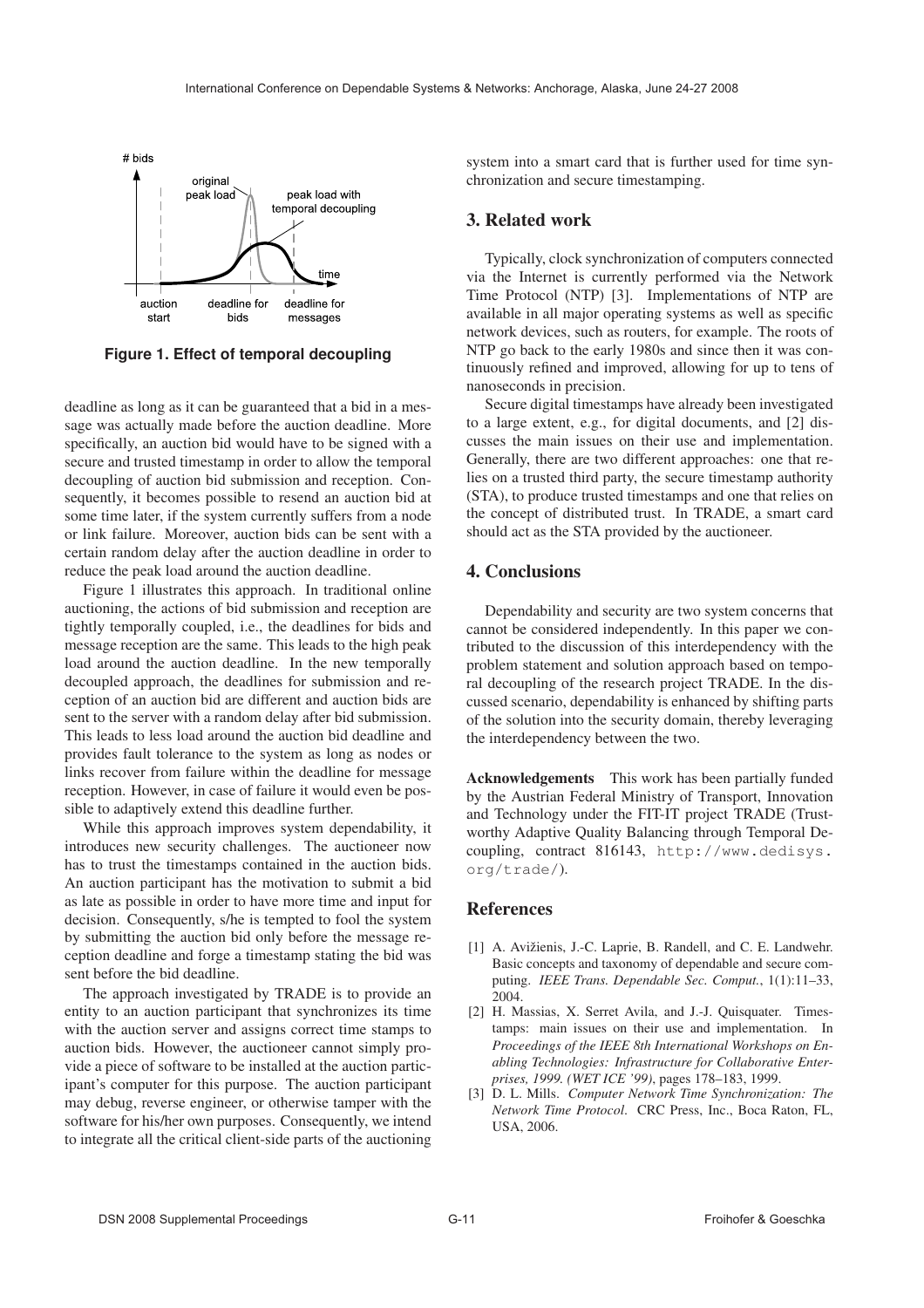# bids

original peak load

peak load with temporal decoupling

time

auction start

deadline for bids

deadline for messages

**Figure 1. Effect of temporal decoupling**

deadline as long as it can be guaranteed that a bid in a message was actually made before the auction deadline. More specifically, an auction bid would have to be signed with a secure and trusted timestamp in order to allow the temporal decoupling of auction bid submission and reception. Consequently, it becomes possible to resend an auction bid at some time later, if the system currently suffers from a node or link failure. Moreover, auction bids can be sent with a certain random delay after the auction deadline in order to reduce the peak load around the auction deadline.

Figure 1 illustrates this approach. In traditional online auctioning, the actions of bid submission and reception are tightly temporally coupled, i.e., the deadlines for bids and message reception are the same. This leads to the high peak load around the auction deadline. In the new temporally decoupled approach, the deadlines for submission and reception of an auction bid are different and auction bids are sent to the server with a random delay after bid submission. This leads to less load around the auction bid deadline and provides fault tolerance to the system as long as nodes or links recover from failure within the deadline for message reception. However, in case of failure it would even be possible to adaptively extend this deadline further.

While this approach improves system dependability, it introduces new security challenges. The auctioneer now has to trust the timestamps contained in the auction bids. An auction participant has the motivation to submit a bid as late as possible in order to have more time and input for decision. Consequently, s/he is tempted to fool the system by submitting the auction bid only before the message reception deadline and forge a timestamp stating the bid was sent before the bid deadline.

The approach investigated by TRADE is to provide an entity to an auction participant that synchronizes its time with the auction server and assigns correct time stamps to auction bids. However, the auctioneer cannot simply provide a piece of software to be installed at the auction participant's computer for this purpose. The auction participant may debug, reverse engineer, or otherwise tamper with the software for his/her own purposes. Consequently, we intend to integrate all the critical client-side parts of the auctioning system into a smart card that is further used for time synchronization and secure timestamping.

## 3. Related work

Typically, clock synchronization of computers connected via the Internet is currently performed via the Network Time Protocol (NTP) [3]. Implementations of NTP are available in all major operating systems as well as specific network devices, such as routers, for example. The roots of NTP go back to the early 1980s and since then it was continuously refined and improved, allowing for up to tens of nanoseconds in precision.

Secure digital timestamps have already been investigated to a large extent, e.g., for digital documents, and [2] discusses the main issues on their use and implementation. Generally, there are two different approaches: one that relies on a trusted third party, the secure timestamp authority (STA), to produce trusted timestamps and one that relies on the concept of distributed trust. In TRADE, a smart card should act as the STA provided by the auctioneer.

## 4. Conclusions

Dependability and security are two system concerns that cannot be considered independently. In this paper we contributed to the discussion of this interdependency with the problem statement and solution approach based on temporal decoupling of the research project TRADE. In the discussed scenario, dependability is enhanced by shifting parts of the solution into the security domain, thereby leveraging the interdependency between the two.

**Acknowledgements** This work has been partially funded by the Austrian Federal Ministry of Transport, Innovation and Technology under the FIT-IT project TRADE (Trustworthy Adaptive Quality Balancing through Temporal Decoupling, contract 816143, http://www.dedisys.org/trade/).

## References

[1] A. Avižienis, J.-C. Laprie, B. Randell, and C. E. Landwehr. Basic concepts and taxonomy of dependable and secure computing. *IEEE Trans. Dependable Sec. Comput.*, 1(1):11–33, 2004.

[2] H. Massias, X. Serret Avila, and J.-J. Quisquater. Timestamps: main issues on their use and implementation. In *Proceedings of the IEEE 8th International Workshops on Enabling Technologies: Infrastructure for Collaborative Enterprises, 1999. (WET ICE '99)*, pages 178–183, 1999.

[3] D. L. Mills. *Computer Network Time Synchronization: The Network Time Protocol*. CRC Press, Inc., Boca Raton, FL, USA, 2006.